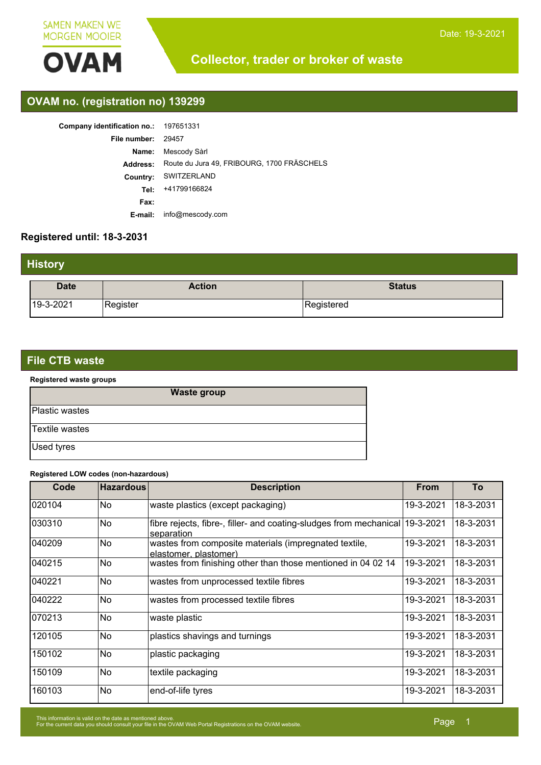SAMEN MAKEN WE MORGEN MOOIER

OVAM

Date: 19-3-2021

# Collector, trader or broker of waste

## OVAM no. (registration no) 139299

**Company identification no.:** 197651331

**File number:** 29457

**Name:** Mescody Sàrl

**Address:** Route du Jura 49, FRIBOURG, 1700 FRÄSCHELS

**Country:** SWITZERLAND

**Tel:** +41799166824

**Fax:**

**E-mail:** info@mescody.com

### Registered until: 18-3-2031

## History

| Date | Action | Status |
|---|---|---|
| 19-3-2021 | Register | Registered |

## File CTB waste

**Registered waste groups**

| Waste group |
|---|
| Plastic wastes |
| Textile wastes |
| Used tyres |

**Registered LOW codes (non-hazardous)**

| Code | Hazardous | Description | From | To |
|---|---|---|---|---|
| 020104 | No | waste plastics (except packaging) | 19-3-2021 | 18-3-2031 |
| 030310 | No | fibre rejects, fibre-, filler- and coating-sludges from mechanical separation | 19-3-2021 | 18-3-2031 |
| 040209 | No | wastes from composite materials (impregnated textile, elastomer, plastomer) | 19-3-2021 | 18-3-2031 |
| 040215 | No | wastes from finishing other than those mentioned in 04 02 14 | 19-3-2021 | 18-3-2031 |
| 040221 | No | wastes from unprocessed textile fibres | 19-3-2021 | 18-3-2031 |
| 040222 | No | wastes from processed textile fibres | 19-3-2021 | 18-3-2031 |
| 070213 | No | waste plastic | 19-3-2021 | 18-3-2031 |
| 120105 | No | plastics shavings and turnings | 19-3-2021 | 18-3-2031 |
| 150102 | No | plastic packaging | 19-3-2021 | 18-3-2031 |
| 150109 | No | textile packaging | 19-3-2021 | 18-3-2031 |
| 160103 | No | end-of-life tyres | 19-3-2021 | 18-3-2031 |

This information is valid on the date as mentioned above.
For the current data you should consult your file in the OVAM Web Portal Registrations on the OVAM website.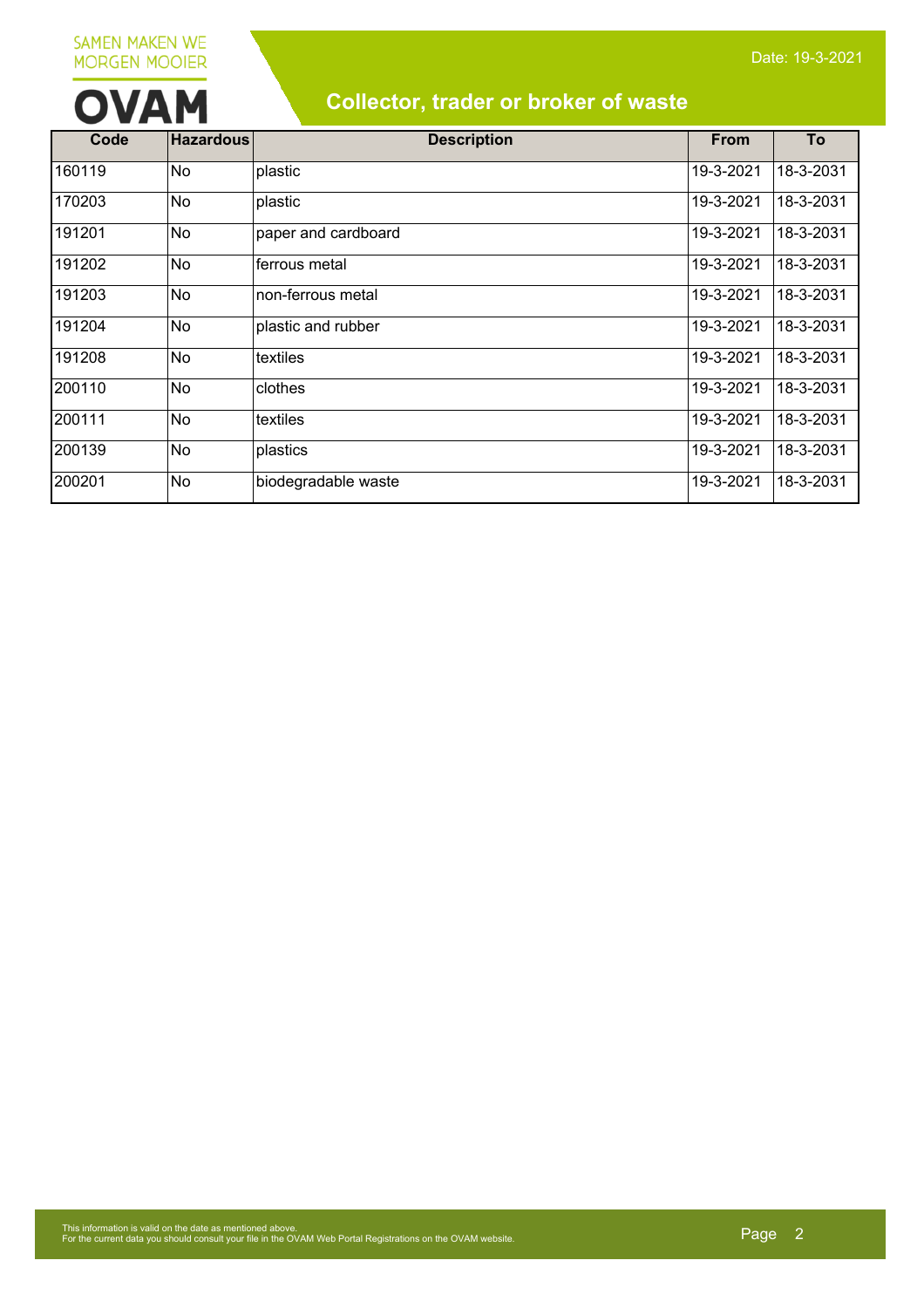## Collector, trader or broker of waste

| Code | Hazardous | Description | From | To |
|---|---|---|---|---|
| 160119 | No | plastic | 19-3-2021 | 18-3-2031 |
| 170203 | No | plastic | 19-3-2021 | 18-3-2031 |
| 191201 | No | paper and cardboard | 19-3-2021 | 18-3-2031 |
| 191202 | No | ferrous metal | 19-3-2021 | 18-3-2031 |
| 191203 | No | non-ferrous metal | 19-3-2021 | 18-3-2031 |
| 191204 | No | plastic and rubber | 19-3-2021 | 18-3-2031 |
| 191208 | No | textiles | 19-3-2021 | 18-3-2031 |
| 200110 | No | clothes | 19-3-2021 | 18-3-2031 |
| 200111 | No | textiles | 19-3-2021 | 18-3-2031 |
| 200139 | No | plastics | 19-3-2021 | 18-3-2031 |
| 200201 | No | biodegradable waste | 19-3-2021 | 18-3-2031 |